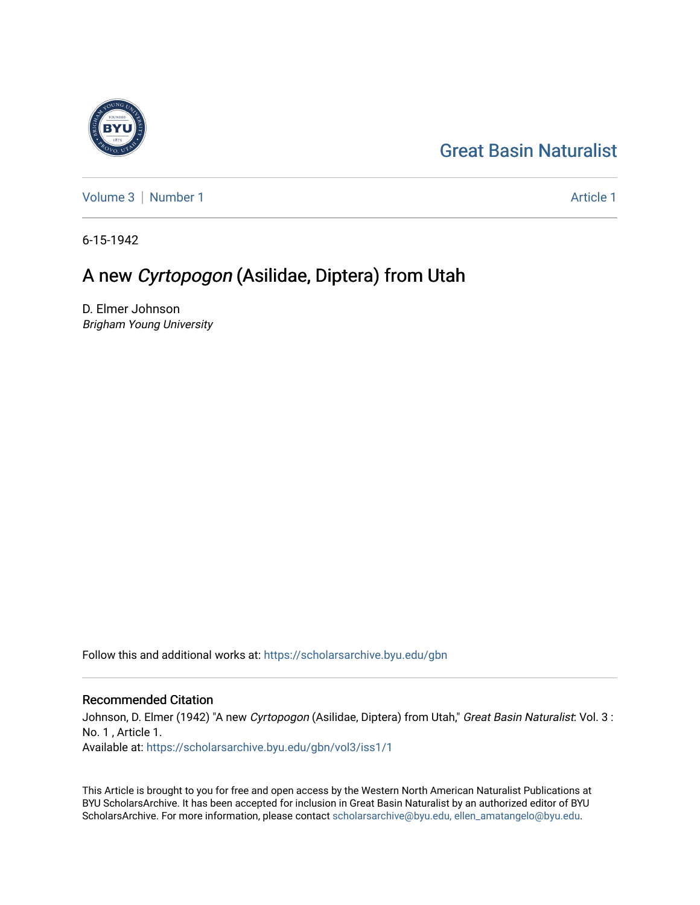Great Basin Naturalist

Volume 3 | Number 1 Article 1

6-15-1942

# A new *Cyrtopogon* (Asilidae, Diptera) from Utah

D. Elmer Johnson
*Brigham Young University*

Follow this and additional works at: https://scholarsarchive.byu.edu/gbn

## Recommended Citation

Johnson, D. Elmer (1942) "A new *Cyrtopogon* (Asilidae, Diptera) from Utah," *Great Basin Naturalist*: Vol. 3 : No. 1 , Article 1.
Available at: https://scholarsarchive.byu.edu/gbn/vol3/iss1/1

This Article is brought to you for free and open access by the Western North American Naturalist Publications at BYU ScholarsArchive. It has been accepted for inclusion in Great Basin Naturalist by an authorized editor of BYU ScholarsArchive. For more information, please contact scholarsarchive@byu.edu, ellen_amatangelo@byu.edu.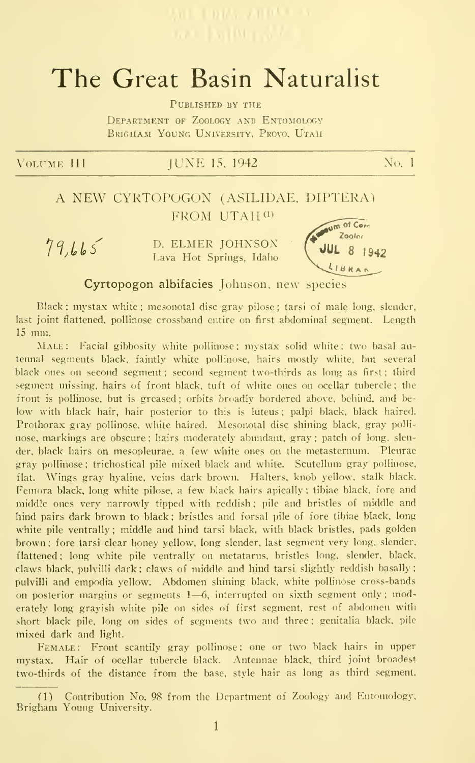# The Great Basin Naturalist

Published by the
Department of Zoology and Entomology
Brigham Young University, Provo, Utah

Volume III — June 15, 1942 — No. 1

## A NEW CYRTOPOGON (ASILIDAE, DIPTERA) FROM UTAH [1]

79,665

D. ELMER JOHNSON
Lava Hot Springs, Idaho

Mus. of Comp. Zoology
JUL 8 1942
LIBRARY

### Cyrtopogon albifacies Johnson, new species

Black; mystax white; mesonotal disc gray pilose; tarsi of male long, slender, last joint flattened, pollinose crossband entire on first abdominal segment. Length 15 mm.

Male: Facial gibbosity white pollinose; mystax solid white; two basal antennal segments black, faintly white pollinose, hairs mostly white, but several black ones on second segment; second segment two-thirds as long as first; third segment missing, hairs of front black, tuft of white ones on ocellar tubercle; the front is pollinose, but is greased; orbits broadly bordered above, behind, and below with black hair, hair posterior to this is luteus; palpi black, black haired. Prothorax gray pollinose, white haired. Mesonotal disc shining black, gray pollinose, markings are obscure; hairs moderately abundant, gray; patch of long, slender, black hairs on mesopleurae, a few white ones on the metasternum. Pleurae gray pollinose; trichostical pile mixed black and white. Scutellum gray pollinose, flat. Wings gray hyaline, veins dark brown. Halters, knob yellow, stalk black. Femora black, long white pilose, a few black hairs apically; tibiae black, fore and middle ones very narrowly tipped with reddish; pile and bristles of middle and hind pairs dark brown to black; bristles and forsal pile of fore tibiae black, long white pile ventrally; middle and hind tarsi black, with black bristles, pads golden brown; fore tarsi clear honey yellow, long slender, last segment very long, slender, flattened; long white pile ventrally on metatarus, bristles long, slender, black, claws black, pulvilli dark; claws of middle and hind tarsi slightly reddish basally; pulvilli and empodia yellow. Abdomen shining black, white pollinose cross-bands on posterior margins or segments 1—6, interrupted on sixth segment only; moderately long grayish white pile on sides of first segment, rest of abdomen with short black pile, long on sides of segments two and three; genitalia black, pile mixed dark and light.

Female: Front scantily gray pollinose; one or two black hairs in upper mystax. Hair of ocellar tubercle black. Antennae black, third joint broadest two-thirds of the distance from the base, style hair as long as third segment.

(1) Contribution No. 98 from the Department of Zoology and Entomology, Brigham Young University.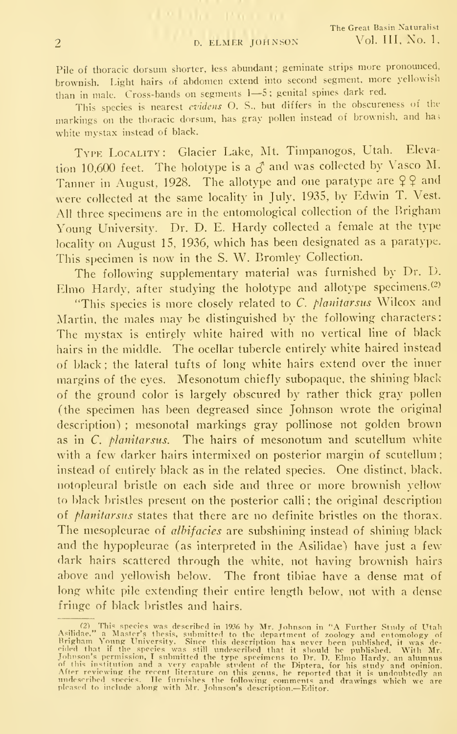Pile of thoracic dorsum shorter, less abundant; geminate strips more pronounced, brownish. Light hairs of abdomen extend into second segment, more yellowish than in male. Cross-bands on segments 1—5; genital spines dark red.

This species is nearest *evidens* O. S., but differs in the obscureness of the markings on the thoracic dorsum, has gray pollen instead of brownish, and has white mystax instead of black.

Type Locality: Glacier Lake, Mt. Timpanogos, Utah. Elevation 10,600 feet. The holotype is a ♂ and was collected by Vasco M. Tanner in August, 1928. The allotype and one paratype are ♀♀ and were collected at the same locality in July, 1935, by Edwin T. Vest. All three specimens are in the entomological collection of the Brigham Young University. Dr. D. E. Hardy collected a female at the type locality on August 15, 1936, which has been designated as a paratype. This specimen is now in the S. W. Bromley Collection.

The following supplementary material was furnished by Dr. D. Elmo Hardy, after studying the holotype and allotype specimens.[2]

"This species is more closely related to *C. planitarsus* Wilcox and Martin, the males may be distinguished by the following characters: The mystax is entirely white haired with no vertical line of black hairs in the middle. The ocellar tubercle entirely white haired instead of black; the lateral tufts of long white hairs extend over the inner margins of the eyes. Mesonotum chiefly subopaque, the shining black of the ground color is largely obscured by rather thick gray pollen (the specimen has been degreased since Johnson wrote the original description); mesonotal markings gray pollinose not golden brown as in *C. planitarsus*. The hairs of mesonotum and scutellum white with a few darker hairs intermixed on posterior margin of scutellum; instead of entirely black as in the related species. One distinct, black, notopleural bristle on each side and three or more brownish yellow to black bristles present on the posterior calli; the original description of *planitarsus* states that there are no definite bristles on the thorax. The mesopleurae of *albifacies* are subshining instead of shining black and the hypopleurae (as interpreted in the Asilidae) have just a few dark hairs scattered through the white, not having brownish hairs above and yellowish below. The front tibiae have a dense mat of long white pile extending their entire length below, not with a dense fringe of black bristles and hairs.

---

(2) This species was described in 1936 by Mr. Johnson in "A Further Study of Utah Asilidae," a Master's thesis, submitted to the department of zoology and entomology of Brigham Young University. Since this description has never been published, it was decided that if the species was still undescribed that it should be published. With Mr. Johnson's permission, I submitted the type specimens to Dr. D. Elmo Hardy, an alumnus of this institution and a very capable student of the Diptera, for his study and opinion. After reviewing the recent literature on this genus, he reported that it is undoubtedly an undescribed species. He furnishes the following comments and drawings which we are pleased to include along with Mr. Johnson's description.—Editor.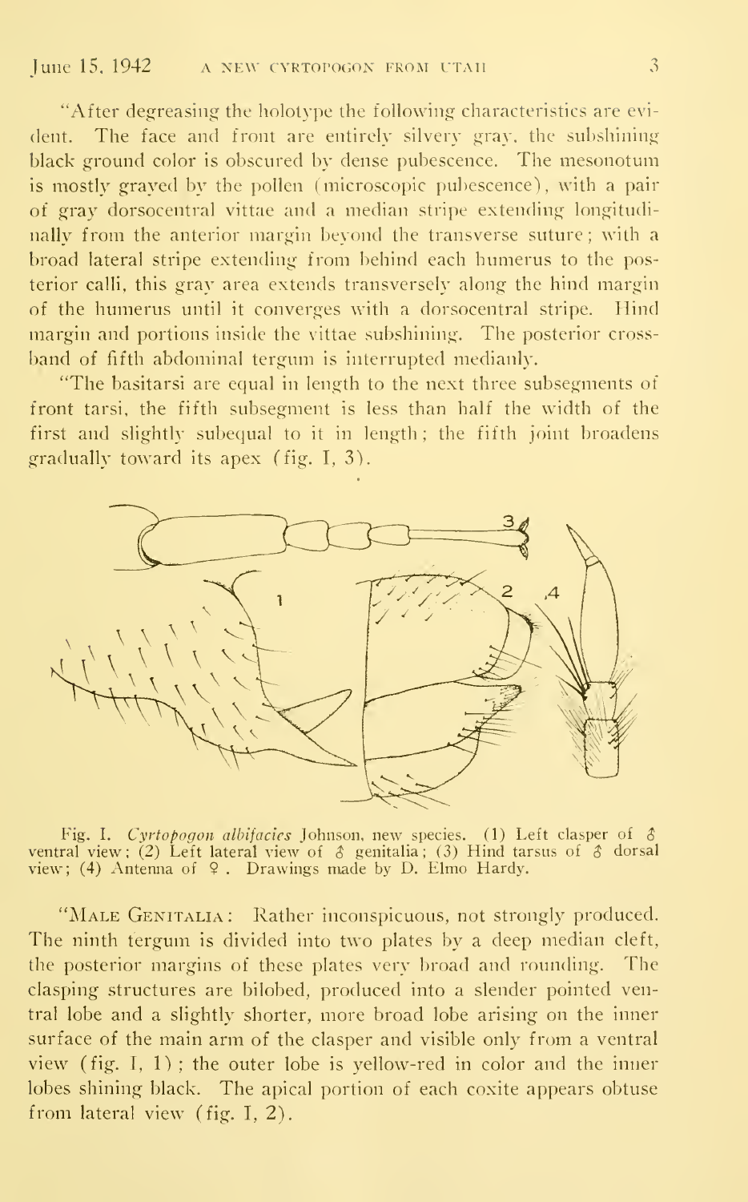"After degreasing the holotype the following characteristics are evident. The face and front are entirely silvery gray, the subshining black ground color is obscured by dense pubescence. The mesonotum is mostly grayed by the pollen (microscopic pubescence), with a pair of gray dorsocentral vittae and a median stripe extending longitudinally from the anterior margin beyond the transverse suture; with a broad lateral stripe extending from behind each humerus to the posterior calli, this gray area extends transversely along the hind margin of the humerus until it converges with a dorsocentral stripe. Hind margin and portions inside the vittae subshining. The posterior crossband of fifth abdominal tergum is interrupted medianly.

"The basitarsi are equal in length to the next three subsegments of front tarsi, the fifth subsegment is less than half the width of the first and slightly subequal to it in length; the fifth joint broadens gradually toward its apex (fig. I, 3).

3

1

2

4

Fig. I. *Cyrtopogon albifacies* Johnson, new species. (1) Left clasper of ♂ ventral view; (2) Left lateral view of ♂ genitalia; (3) Hind tarsus of ♂ dorsal view; (4) Antenna of ♀. Drawings made by D. Elmo Hardy.

"MALE GENITALIA: Rather inconspicuous, not strongly produced. The ninth tergum is divided into two plates by a deep median cleft, the posterior margins of these plates very broad and rounding. The clasping structures are bilobed, produced into a slender pointed ventral lobe and a slightly shorter, more broad lobe arising on the inner surface of the main arm of the clasper and visible only from a ventral view (fig. I, 1); the outer lobe is yellow-red in color and the inner lobes shining black. The apical portion of each coxite appears obtuse from lateral view (fig. I, 2).